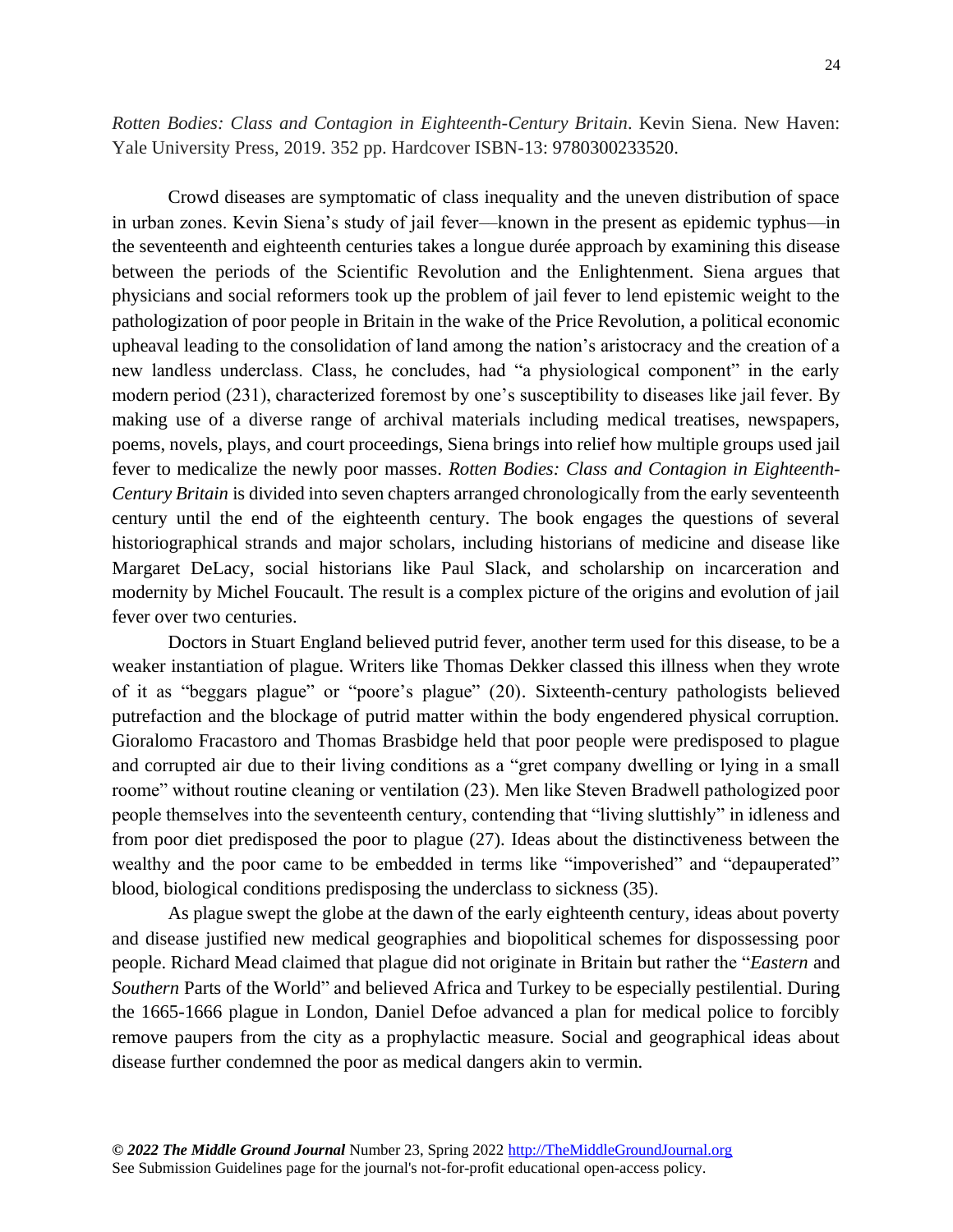*Rotten Bodies: Class and Contagion in Eighteenth-Century Britain*. Kevin Siena. New Haven: Yale University Press, 2019. 352 pp. Hardcover ISBN-13: 9780300233520.

Crowd diseases are symptomatic of class inequality and the uneven distribution of space in urban zones. Kevin Siena's study of jail fever—known in the present as epidemic typhus—in the seventeenth and eighteenth centuries takes a longue durée approach by examining this disease between the periods of the Scientific Revolution and the Enlightenment. Siena argues that physicians and social reformers took up the problem of jail fever to lend epistemic weight to the pathologization of poor people in Britain in the wake of the Price Revolution, a political economic upheaval leading to the consolidation of land among the nation's aristocracy and the creation of a new landless underclass. Class, he concludes, had "a physiological component" in the early modern period (231), characterized foremost by one's susceptibility to diseases like jail fever. By making use of a diverse range of archival materials including medical treatises, newspapers, poems, novels, plays, and court proceedings, Siena brings into relief how multiple groups used jail fever to medicalize the newly poor masses. *Rotten Bodies: Class and Contagion in Eighteenth-Century Britain* is divided into seven chapters arranged chronologically from the early seventeenth century until the end of the eighteenth century. The book engages the questions of several historiographical strands and major scholars, including historians of medicine and disease like Margaret DeLacy, social historians like Paul Slack, and scholarship on incarceration and modernity by Michel Foucault. The result is a complex picture of the origins and evolution of jail fever over two centuries.

Doctors in Stuart England believed putrid fever, another term used for this disease, to be a weaker instantiation of plague. Writers like Thomas Dekker classed this illness when they wrote of it as "beggars plague" or "poore's plague" (20). Sixteenth-century pathologists believed putrefaction and the blockage of putrid matter within the body engendered physical corruption. Gioralomo Fracastoro and Thomas Brasbidge held that poor people were predisposed to plague and corrupted air due to their living conditions as a "gret company dwelling or lying in a small roome" without routine cleaning or ventilation (23). Men like Steven Bradwell pathologized poor people themselves into the seventeenth century, contending that "living sluttishly" in idleness and from poor diet predisposed the poor to plague (27). Ideas about the distinctiveness between the wealthy and the poor came to be embedded in terms like "impoverished" and "depauperated" blood, biological conditions predisposing the underclass to sickness (35).

As plague swept the globe at the dawn of the early eighteenth century, ideas about poverty and disease justified new medical geographies and biopolitical schemes for dispossessing poor people. Richard Mead claimed that plague did not originate in Britain but rather the "*Eastern* and *Southern* Parts of the World" and believed Africa and Turkey to be especially pestilential. During the 1665-1666 plague in London, Daniel Defoe advanced a plan for medical police to forcibly remove paupers from the city as a prophylactic measure. Social and geographical ideas about disease further condemned the poor as medical dangers akin to vermin.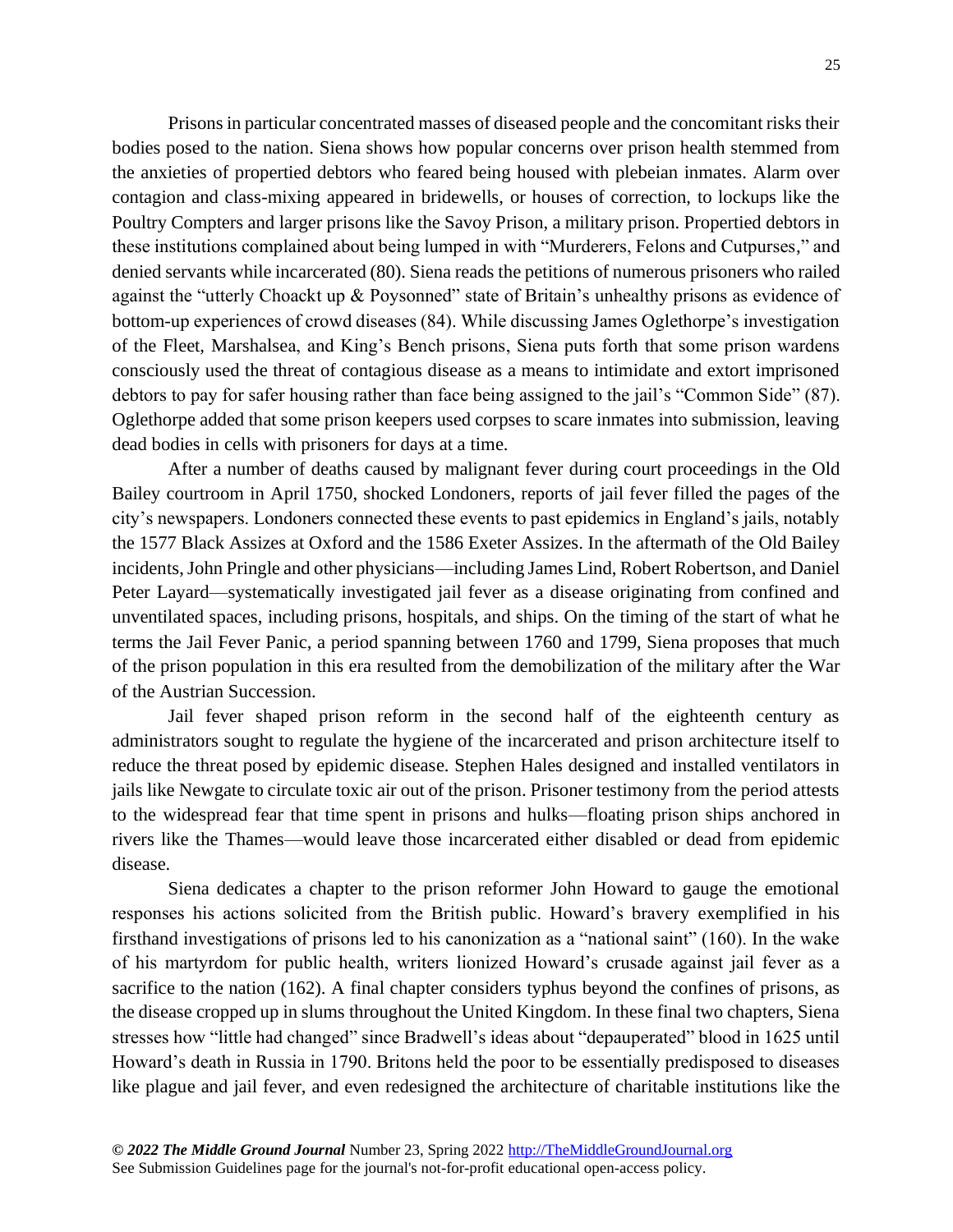Prisons in particular concentrated masses of diseased people and the concomitant risks their bodies posed to the nation. Siena shows how popular concerns over prison health stemmed from the anxieties of propertied debtors who feared being housed with plebeian inmates. Alarm over contagion and class-mixing appeared in bridewells, or houses of correction, to lockups like the Poultry Compters and larger prisons like the Savoy Prison, a military prison. Propertied debtors in these institutions complained about being lumped in with "Murderers, Felons and Cutpurses," and denied servants while incarcerated (80). Siena reads the petitions of numerous prisoners who railed against the "utterly Choackt up & Poysonned" state of Britain's unhealthy prisons as evidence of bottom-up experiences of crowd diseases (84). While discussing James Oglethorpe's investigation of the Fleet, Marshalsea, and King's Bench prisons, Siena puts forth that some prison wardens consciously used the threat of contagious disease as a means to intimidate and extort imprisoned debtors to pay for safer housing rather than face being assigned to the jail's "Common Side" (87). Oglethorpe added that some prison keepers used corpses to scare inmates into submission, leaving dead bodies in cells with prisoners for days at a time.

After a number of deaths caused by malignant fever during court proceedings in the Old Bailey courtroom in April 1750, shocked Londoners, reports of jail fever filled the pages of the city's newspapers. Londoners connected these events to past epidemics in England's jails, notably the 1577 Black Assizes at Oxford and the 1586 Exeter Assizes. In the aftermath of the Old Bailey incidents, John Pringle and other physicians—including James Lind, Robert Robertson, and Daniel Peter Layard—systematically investigated jail fever as a disease originating from confined and unventilated spaces, including prisons, hospitals, and ships. On the timing of the start of what he terms the Jail Fever Panic, a period spanning between 1760 and 1799, Siena proposes that much of the prison population in this era resulted from the demobilization of the military after the War of the Austrian Succession.

Jail fever shaped prison reform in the second half of the eighteenth century as administrators sought to regulate the hygiene of the incarcerated and prison architecture itself to reduce the threat posed by epidemic disease. Stephen Hales designed and installed ventilators in jails like Newgate to circulate toxic air out of the prison. Prisoner testimony from the period attests to the widespread fear that time spent in prisons and hulks—floating prison ships anchored in rivers like the Thames—would leave those incarcerated either disabled or dead from epidemic disease.

Siena dedicates a chapter to the prison reformer John Howard to gauge the emotional responses his actions solicited from the British public. Howard's bravery exemplified in his firsthand investigations of prisons led to his canonization as a "national saint" (160). In the wake of his martyrdom for public health, writers lionized Howard's crusade against jail fever as a sacrifice to the nation (162). A final chapter considers typhus beyond the confines of prisons, as the disease cropped up in slums throughout the United Kingdom. In these final two chapters, Siena stresses how "little had changed" since Bradwell's ideas about "depauperated" blood in 1625 until Howard's death in Russia in 1790. Britons held the poor to be essentially predisposed to diseases like plague and jail fever, and even redesigned the architecture of charitable institutions like the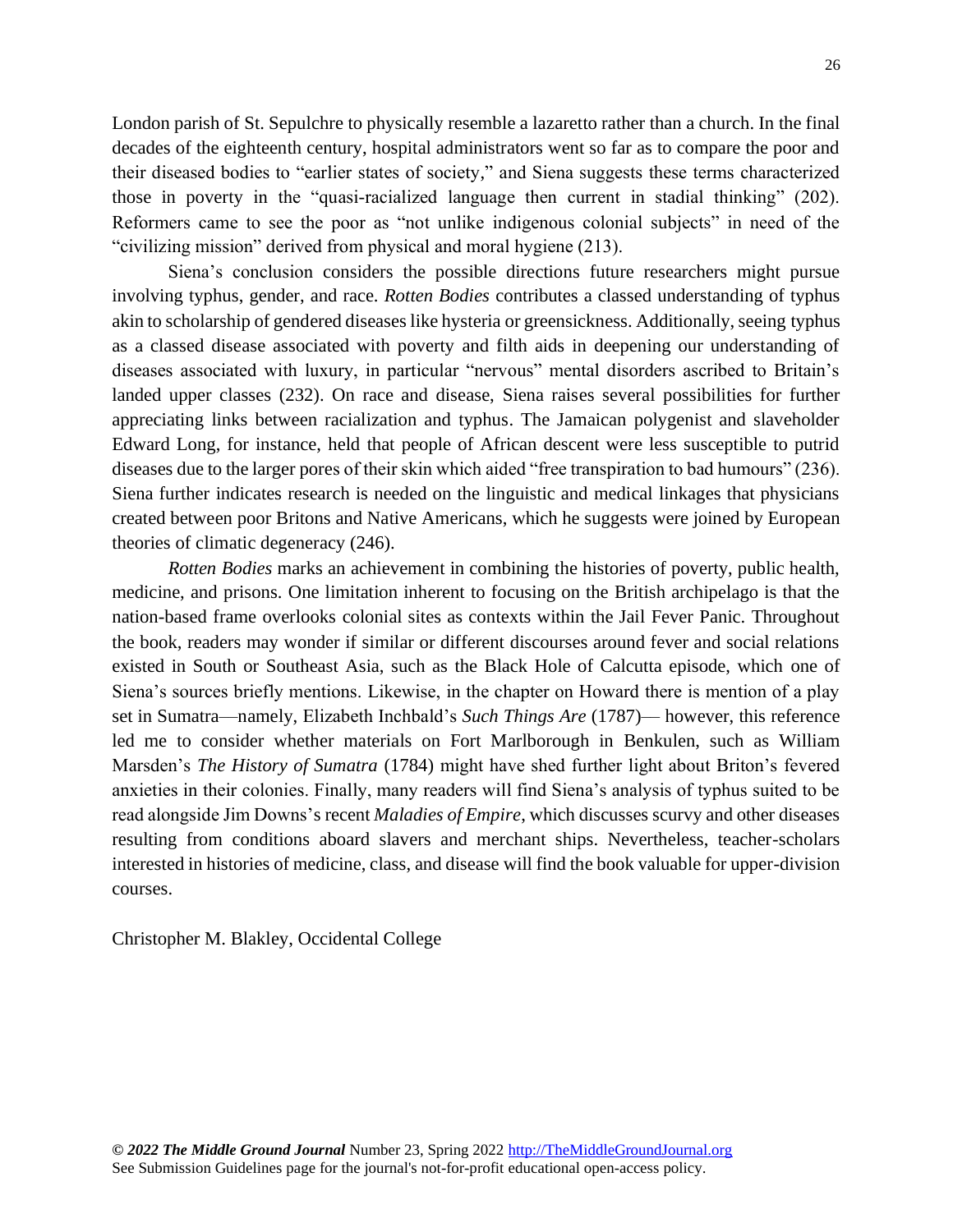London parish of St. Sepulchre to physically resemble a lazaretto rather than a church. In the final decades of the eighteenth century, hospital administrators went so far as to compare the poor and their diseased bodies to "earlier states of society," and Siena suggests these terms characterized those in poverty in the "quasi-racialized language then current in stadial thinking" (202). Reformers came to see the poor as "not unlike indigenous colonial subjects" in need of the "civilizing mission" derived from physical and moral hygiene (213).

Siena's conclusion considers the possible directions future researchers might pursue involving typhus, gender, and race. *Rotten Bodies* contributes a classed understanding of typhus akin to scholarship of gendered diseases like hysteria or greensickness. Additionally, seeing typhus as a classed disease associated with poverty and filth aids in deepening our understanding of diseases associated with luxury, in particular "nervous" mental disorders ascribed to Britain's landed upper classes (232). On race and disease, Siena raises several possibilities for further appreciating links between racialization and typhus. The Jamaican polygenist and slaveholder Edward Long, for instance, held that people of African descent were less susceptible to putrid diseases due to the larger pores of their skin which aided "free transpiration to bad humours" (236). Siena further indicates research is needed on the linguistic and medical linkages that physicians created between poor Britons and Native Americans, which he suggests were joined by European theories of climatic degeneracy (246).

*Rotten Bodies* marks an achievement in combining the histories of poverty, public health, medicine, and prisons. One limitation inherent to focusing on the British archipelago is that the nation-based frame overlooks colonial sites as contexts within the Jail Fever Panic. Throughout the book, readers may wonder if similar or different discourses around fever and social relations existed in South or Southeast Asia, such as the Black Hole of Calcutta episode, which one of Siena's sources briefly mentions. Likewise, in the chapter on Howard there is mention of a play set in Sumatra—namely, Elizabeth Inchbald's *Such Things Are* (1787)— however, this reference led me to consider whether materials on Fort Marlborough in Benkulen, such as William Marsden's *The History of Sumatra* (1784) might have shed further light about Briton's fevered anxieties in their colonies. Finally, many readers will find Siena's analysis of typhus suited to be read alongside Jim Downs's recent *Maladies of Empire*, which discusses scurvy and other diseases resulting from conditions aboard slavers and merchant ships. Nevertheless, teacher-scholars interested in histories of medicine, class, and disease will find the book valuable for upper-division courses.

Christopher M. Blakley, Occidental College